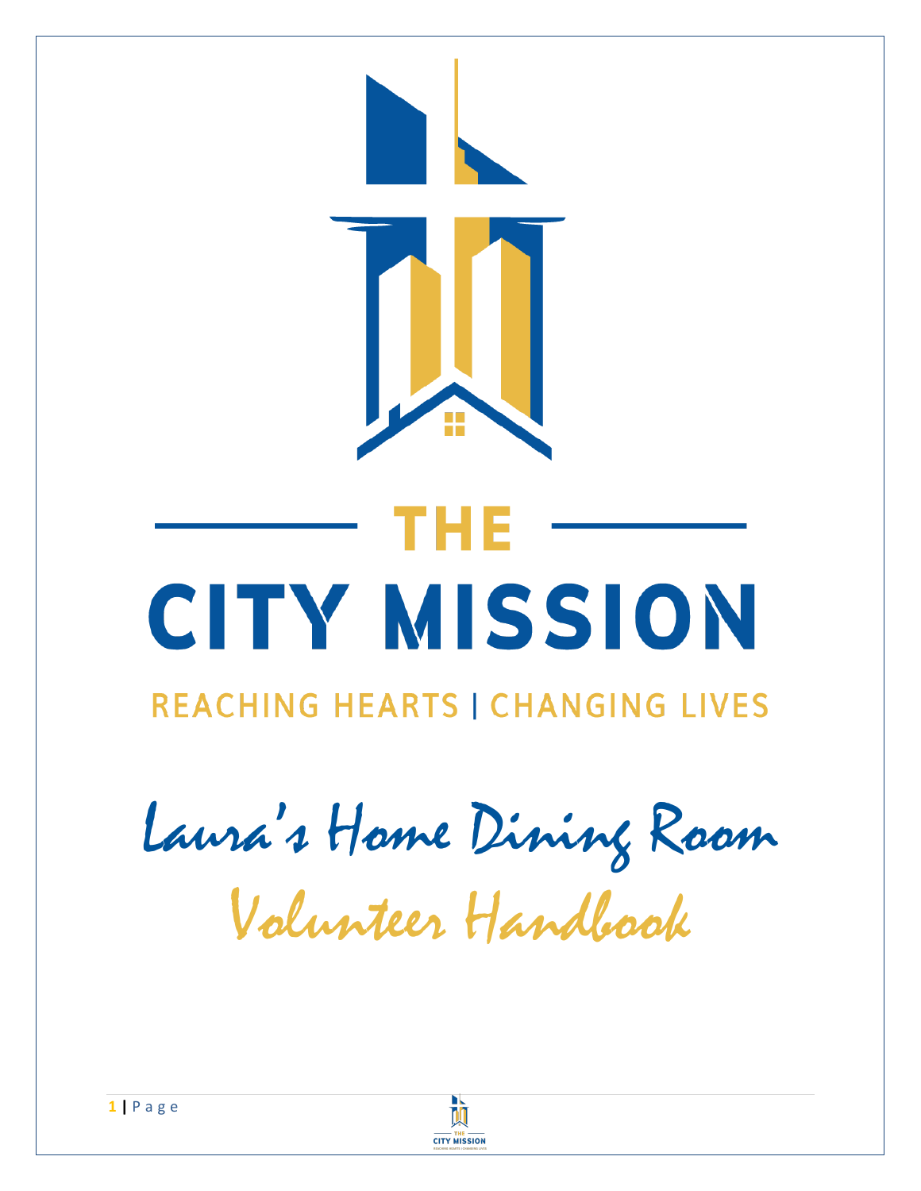# THE CITY MISSION

REACHING HEARTS | CHANGING LIVES

# Laura's Home Dining Room

## Volunteer Handbook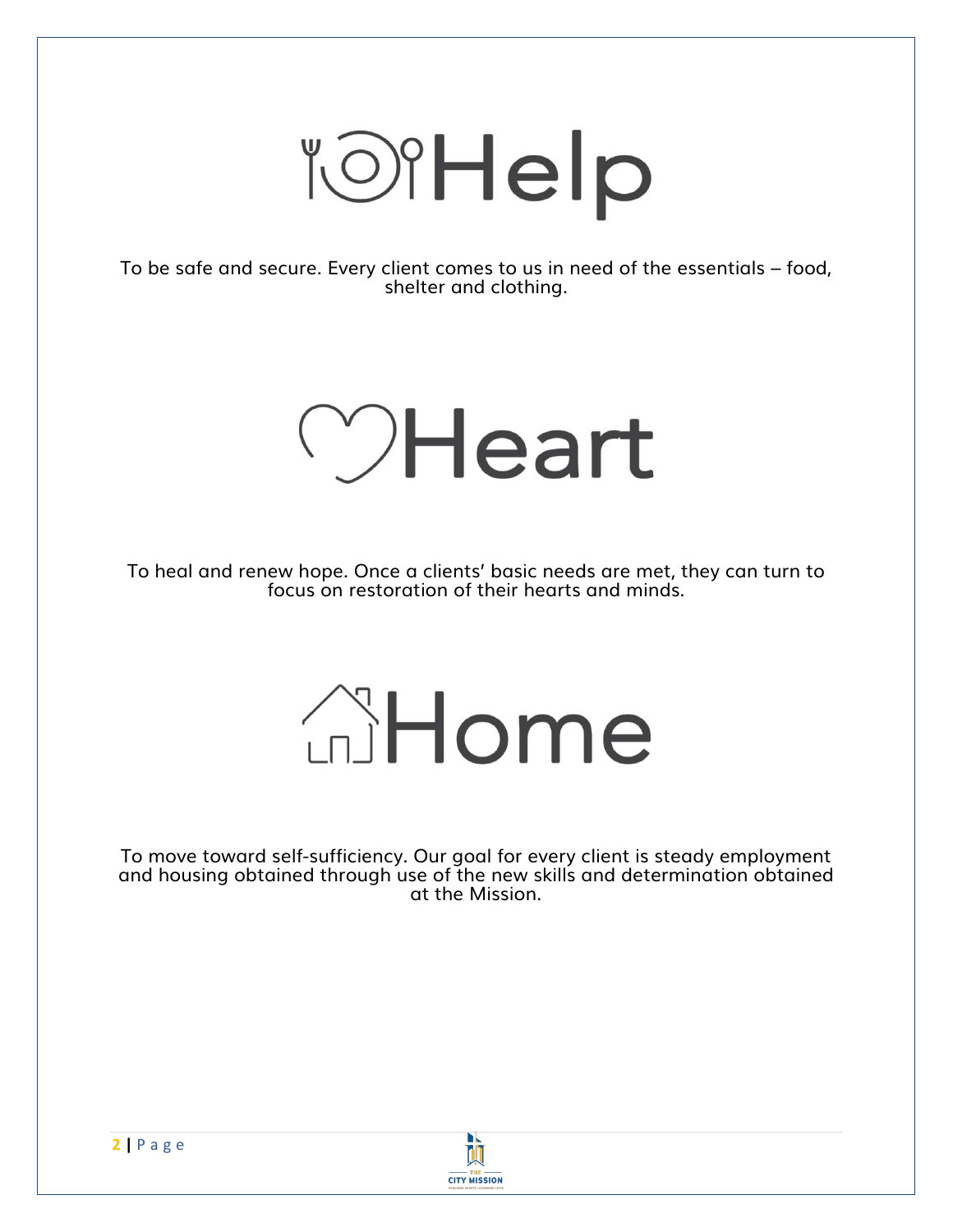# Help

To be safe and secure. Every client comes to us in need of the essentials – food, shelter and clothing.

# Heart

To heal and renew hope. Once a clients' basic needs are met, they can turn to focus on restoration of their hearts and minds.

# Home

To move toward self-sufficiency. Our goal for every client is steady employment and housing obtained through use of the new skills and determination obtained at the Mission.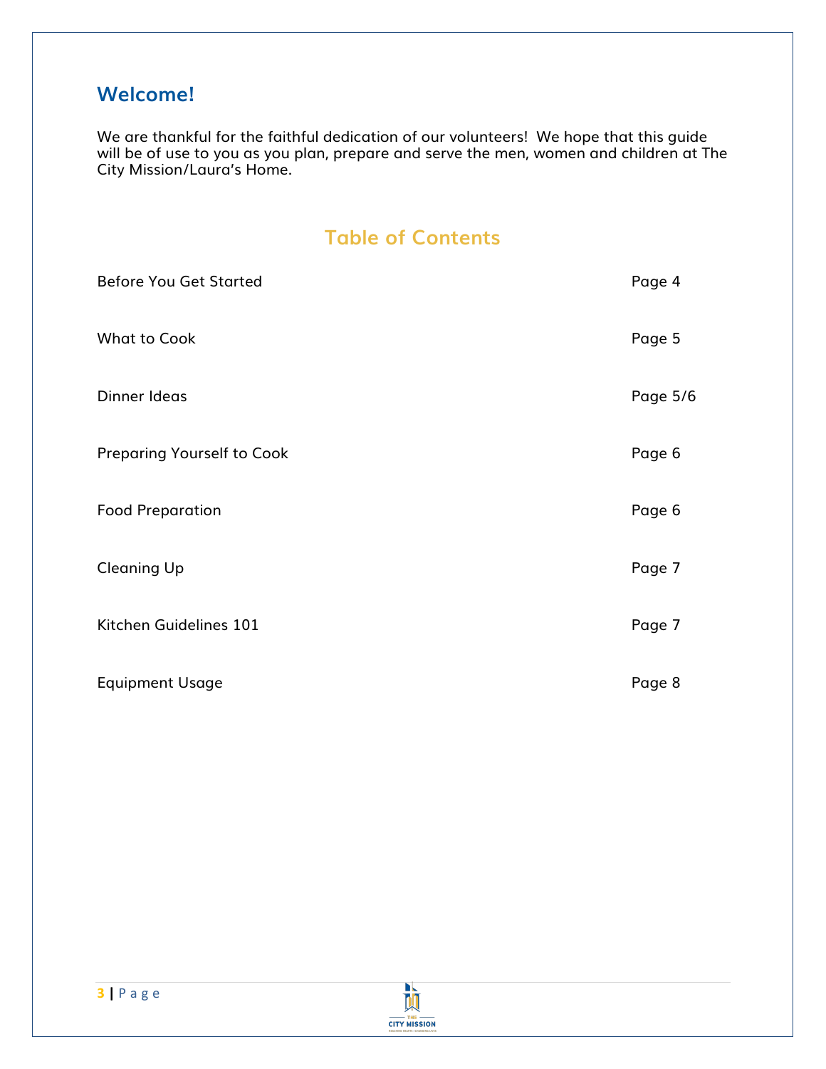## Welcome!

We are thankful for the faithful dedication of our volunteers! We hope that this guide will be of use to you as you plan, prepare and serve the men, women and children at The City Mission/Laura's Home.

## Table of Contents

| | |
|---|---|
| Before You Get Started | Page 4 |
| What to Cook | Page 5 |
| Dinner Ideas | Page 5/6 |
| Preparing Yourself to Cook | Page 6 |
| Food Preparation | Page 6 |
| Cleaning Up | Page 7 |
| Kitchen Guidelines 101 | Page 7 |
| Equipment Usage | Page 8 |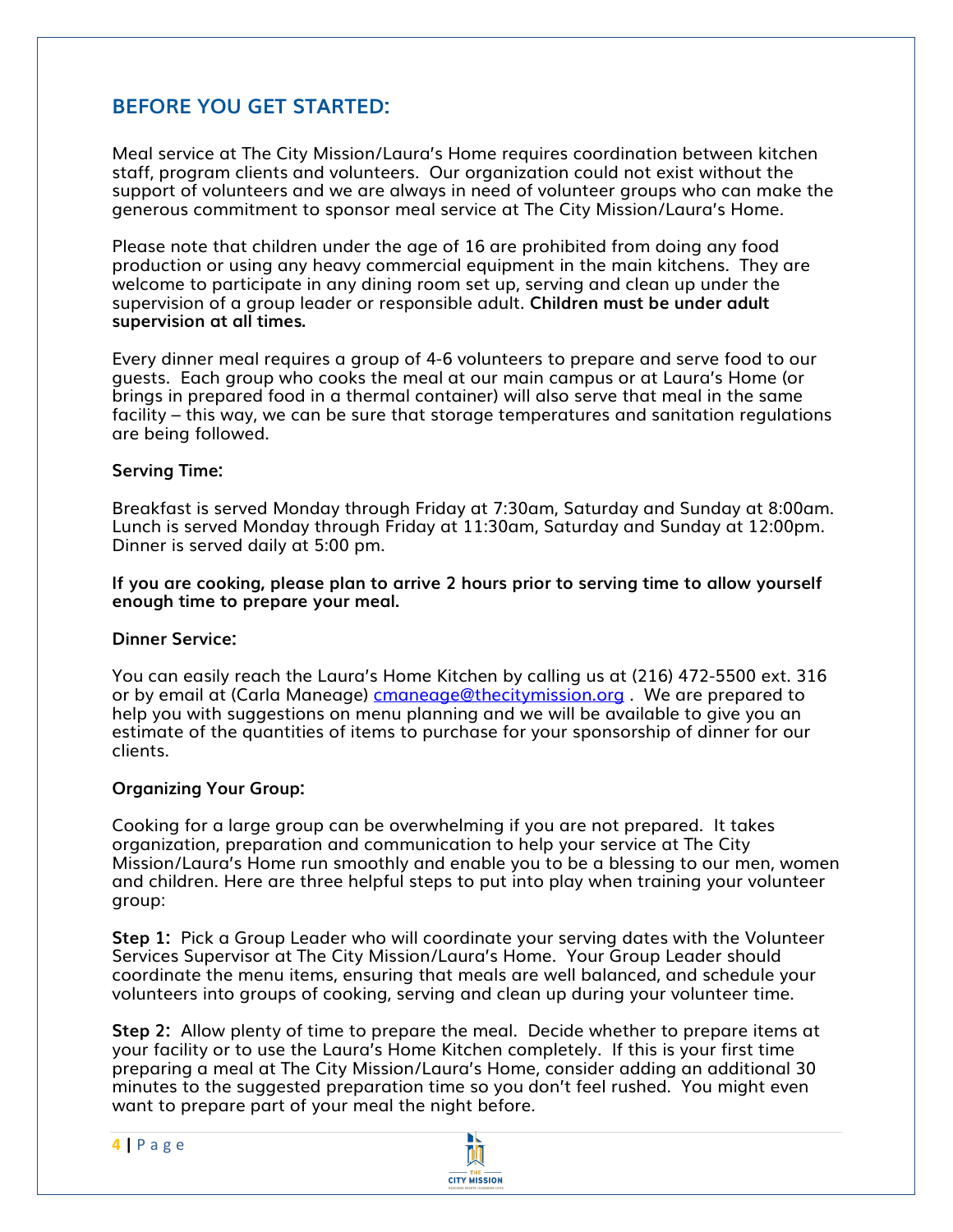## BEFORE YOU GET STARTED:

Meal service at The City Mission/Laura's Home requires coordination between kitchen staff, program clients and volunteers. Our organization could not exist without the support of volunteers and we are always in need of volunteer groups who can make the generous commitment to sponsor meal service at The City Mission/Laura's Home.

Please note that children under the age of 16 are prohibited from doing any food production or using any heavy commercial equipment in the main kitchens. They are welcome to participate in any dining room set up, serving and clean up under the supervision of a group leader or responsible adult. **Children must be under adult supervision at all times.**

Every dinner meal requires a group of 4-6 volunteers to prepare and serve food to our guests. Each group who cooks the meal at our main campus or at Laura's Home (or brings in prepared food in a thermal container) will also serve that meal in the same facility – this way, we can be sure that storage temperatures and sanitation regulations are being followed.

**Serving Time:**

Breakfast is served Monday through Friday at 7:30am, Saturday and Sunday at 8:00am. Lunch is served Monday through Friday at 11:30am, Saturday and Sunday at 12:00pm. Dinner is served daily at 5:00 pm.

**If you are cooking, please plan to arrive 2 hours prior to serving time to allow yourself enough time to prepare your meal.**

**Dinner Service:**

You can easily reach the Laura's Home Kitchen by calling us at (216) 472-5500 ext. 316 or by email at (Carla Maneage) cmaneage@thecitymission.org . We are prepared to help you with suggestions on menu planning and we will be available to give you an estimate of the quantities of items to purchase for your sponsorship of dinner for our clients.

**Organizing Your Group:**

Cooking for a large group can be overwhelming if you are not prepared. It takes organization, preparation and communication to help your service at The City Mission/Laura's Home run smoothly and enable you to be a blessing to our men, women and children. Here are three helpful steps to put into play when training your volunteer group:

**Step 1:** Pick a Group Leader who will coordinate your serving dates with the Volunteer Services Supervisor at The City Mission/Laura's Home. Your Group Leader should coordinate the menu items, ensuring that meals are well balanced, and schedule your volunteers into groups of cooking, serving and clean up during your volunteer time.

**Step 2:** Allow plenty of time to prepare the meal. Decide whether to prepare items at your facility or to use the Laura's Home Kitchen completely. If this is your first time preparing a meal at The City Mission/Laura's Home, consider adding an additional 30 minutes to the suggested preparation time so you don't feel rushed. You might even want to prepare part of your meal the night before.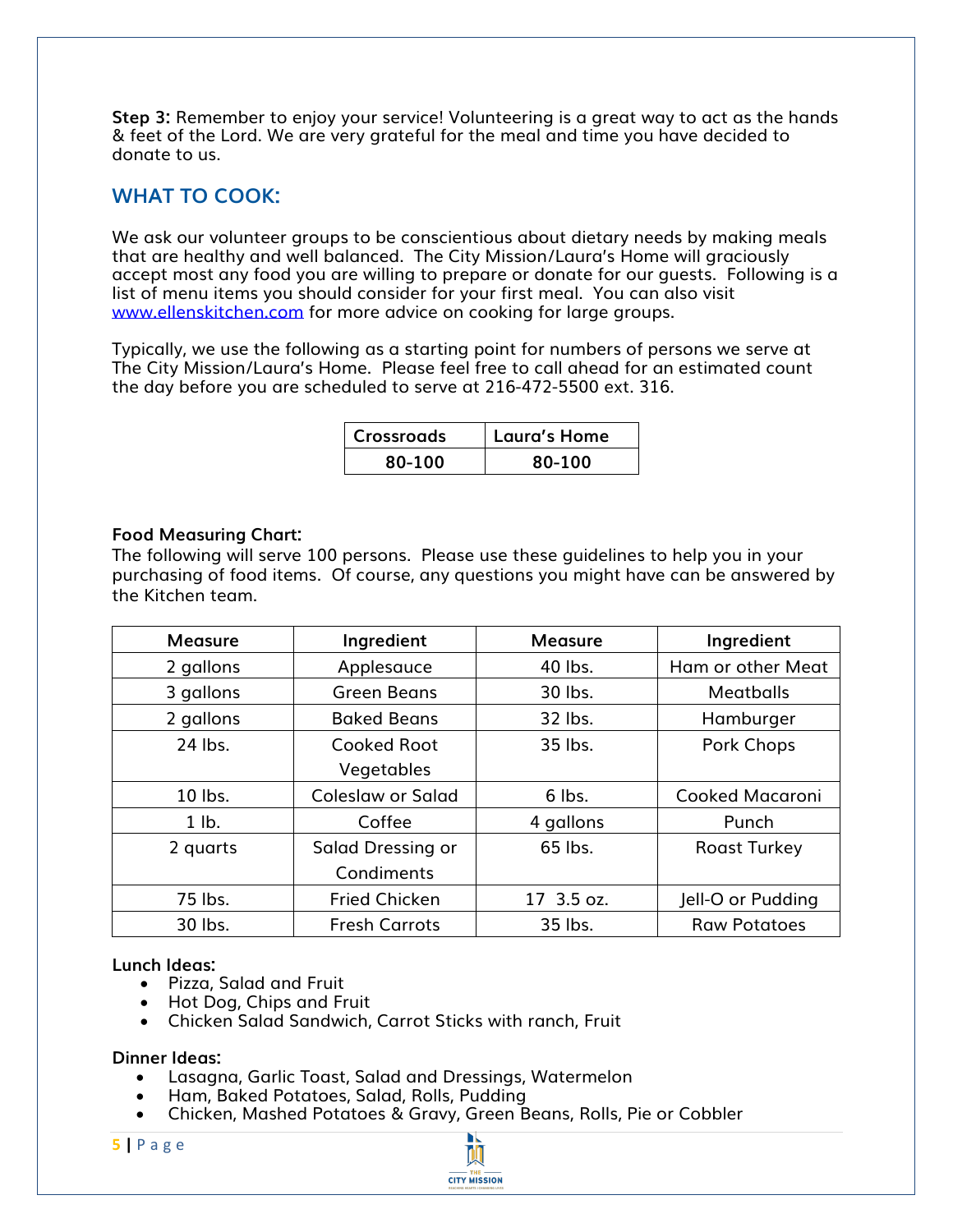**Step 3:** Remember to enjoy your service! Volunteering is a great way to act as the hands & feet of the Lord. We are very grateful for the meal and time you have decided to donate to us.

## WHAT TO COOK:

We ask our volunteer groups to be conscientious about dietary needs by making meals that are healthy and well balanced. The City Mission/Laura's Home will graciously accept most any food you are willing to prepare or donate for our guests. Following is a list of menu items you should consider for your first meal. You can also visit www.ellenskitchen.com for more advice on cooking for large groups.

Typically, we use the following as a starting point for numbers of persons we serve at The City Mission/Laura's Home. Please feel free to call ahead for an estimated count the day before you are scheduled to serve at 216-472-5500 ext. 316.

| Crossroads | Laura's Home |
|---|---|
| 80-100 | 80-100 |

**Food Measuring Chart:**
The following will serve 100 persons. Please use these guidelines to help you in your purchasing of food items. Of course, any questions you might have can be answered by the Kitchen team.

| Measure | Ingredient | Measure | Ingredient |
|---|---|---|---|
| 2 gallons | Applesauce | 40 lbs. | Ham or other Meat |
| 3 gallons | Green Beans | 30 lbs. | Meatballs |
| 2 gallons | Baked Beans | 32 lbs. | Hamburger |
| 24 lbs. | Cooked Root Vegetables | 35 lbs. | Pork Chops |
| 10 lbs. | Coleslaw or Salad | 6 lbs. | Cooked Macaroni |
| 1 lb. | Coffee | 4 gallons | Punch |
| 2 quarts | Salad Dressing or Condiments | 65 lbs. | Roast Turkey |
| 75 lbs. | Fried Chicken | 17 3.5 oz. | Jell-O or Pudding |
| 30 lbs. | Fresh Carrots | 35 lbs. | Raw Potatoes |

**Lunch Ideas:**

- Pizza, Salad and Fruit
- Hot Dog, Chips and Fruit
- Chicken Salad Sandwich, Carrot Sticks with ranch, Fruit

**Dinner Ideas:**

- Lasagna, Garlic Toast, Salad and Dressings, Watermelon
- Ham, Baked Potatoes, Salad, Rolls, Pudding
- Chicken, Mashed Potatoes & Gravy, Green Beans, Rolls, Pie or Cobbler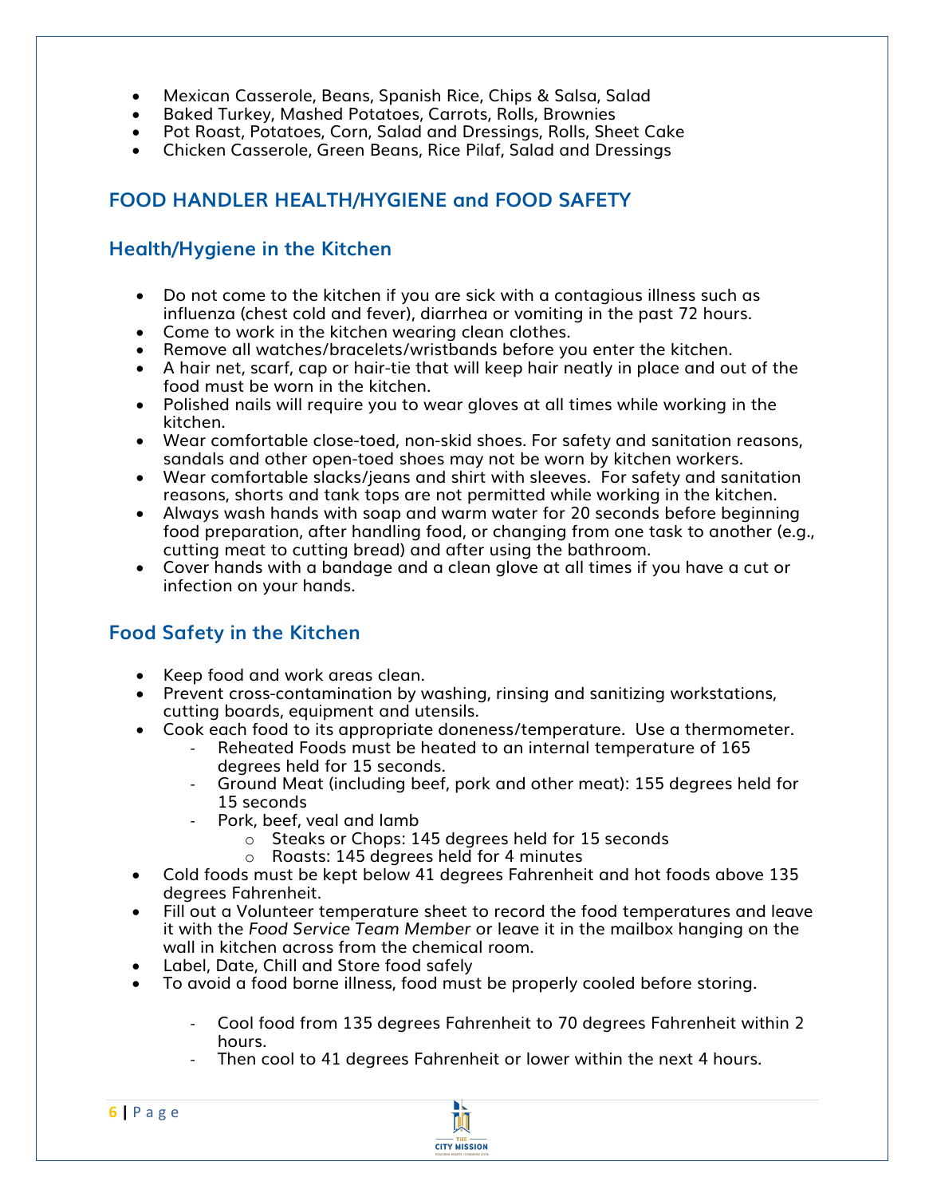- Mexican Casserole, Beans, Spanish Rice, Chips & Salsa, Salad
- Baked Turkey, Mashed Potatoes, Carrots, Rolls, Brownies
- Pot Roast, Potatoes, Corn, Salad and Dressings, Rolls, Sheet Cake
- Chicken Casserole, Green Beans, Rice Pilaf, Salad and Dressings

## FOOD HANDLER HEALTH/HYGIENE and FOOD SAFETY

### Health/Hygiene in the Kitchen

- Do not come to the kitchen if you are sick with a contagious illness such as influenza (chest cold and fever), diarrhea or vomiting in the past 72 hours.
- Come to work in the kitchen wearing clean clothes.
- Remove all watches/bracelets/wristbands before you enter the kitchen.
- A hair net, scarf, cap or hair-tie that will keep hair neatly in place and out of the food must be worn in the kitchen.
- Polished nails will require you to wear gloves at all times while working in the kitchen.
- Wear comfortable close-toed, non-skid shoes. For safety and sanitation reasons, sandals and other open-toed shoes may not be worn by kitchen workers.
- Wear comfortable slacks/jeans and shirt with sleeves. For safety and sanitation reasons, shorts and tank tops are not permitted while working in the kitchen.
- Always wash hands with soap and warm water for 20 seconds before beginning food preparation, after handling food, or changing from one task to another (e.g., cutting meat to cutting bread) and after using the bathroom.
- Cover hands with a bandage and a clean glove at all times if you have a cut or infection on your hands.

### Food Safety in the Kitchen

- Keep food and work areas clean.
- Prevent cross-contamination by washing, rinsing and sanitizing workstations, cutting boards, equipment and utensils.
- Cook each food to its appropriate doneness/temperature. Use a thermometer.
  - Reheated Foods must be heated to an internal temperature of 165 degrees held for 15 seconds.
  - Ground Meat (including beef, pork and other meat): 155 degrees held for 15 seconds
  - Pork, beef, veal and lamb
    - Steaks or Chops: 145 degrees held for 15 seconds
    - Roasts: 145 degrees held for 4 minutes
- Cold foods must be kept below 41 degrees Fahrenheit and hot foods above 135 degrees Fahrenheit.
- Fill out a Volunteer temperature sheet to record the food temperatures and leave it with the *Food Service Team Member* or leave it in the mailbox hanging on the wall in kitchen across from the chemical room.
- Label, Date, Chill and Store food safely
- To avoid a food borne illness, food must be properly cooled before storing.
  - Cool food from 135 degrees Fahrenheit to 70 degrees Fahrenheit within 2 hours.
  - Then cool to 41 degrees Fahrenheit or lower within the next 4 hours.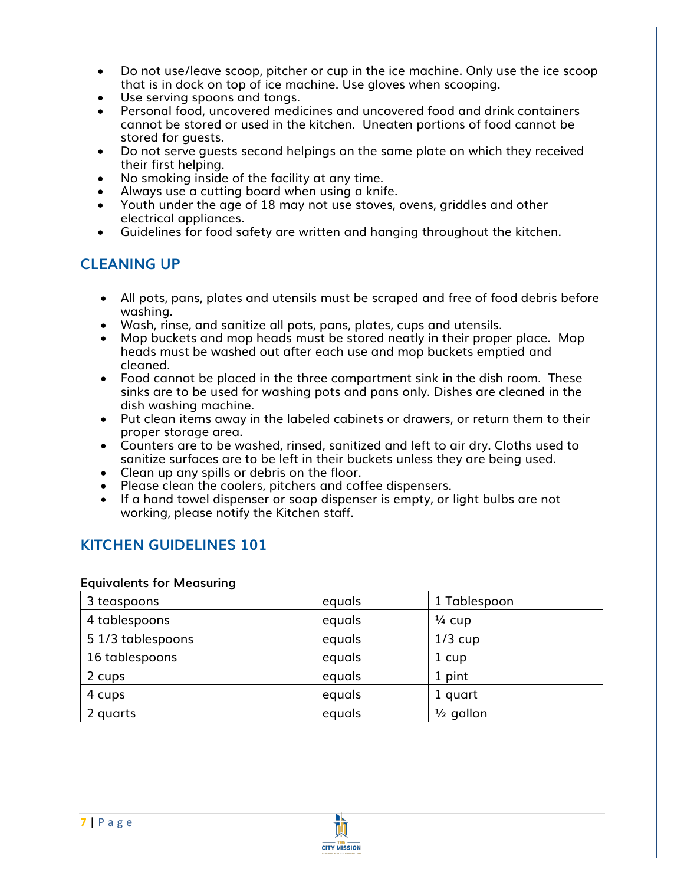- Do not use/leave scoop, pitcher or cup in the ice machine. Only use the ice scoop that is in dock on top of ice machine. Use gloves when scooping.
- Use serving spoons and tongs.
- Personal food, uncovered medicines and uncovered food and drink containers cannot be stored or used in the kitchen. Uneaten portions of food cannot be stored for guests.
- Do not serve guests second helpings on the same plate on which they received their first helping.
- No smoking inside of the facility at any time.
- Always use a cutting board when using a knife.
- Youth under the age of 18 may not use stoves, ovens, griddles and other electrical appliances.
- Guidelines for food safety are written and hanging throughout the kitchen.

## CLEANING UP

- All pots, pans, plates and utensils must be scraped and free of food debris before washing.
- Wash, rinse, and sanitize all pots, pans, plates, cups and utensils.
- Mop buckets and mop heads must be stored neatly in their proper place. Mop heads must be washed out after each use and mop buckets emptied and cleaned.
- Food cannot be placed in the three compartment sink in the dish room. These sinks are to be used for washing pots and pans only. Dishes are cleaned in the dish washing machine.
- Put clean items away in the labeled cabinets or drawers, or return them to their proper storage area.
- Counters are to be washed, rinsed, sanitized and left to air dry. Cloths used to sanitize surfaces are to be left in their buckets unless they are being used.
- Clean up any spills or debris on the floor.
- Please clean the coolers, pitchers and coffee dispensers.
- If a hand towel dispenser or soap dispenser is empty, or light bulbs are not working, please notify the Kitchen staff.

## KITCHEN GUIDELINES 101

**Equivalents for Measuring**

| | | |
|---|---|---|
| 3 teaspoons | equals | 1 Tablespoon |
| 4 tablespoons | equals | ¼ cup |
| 5 1/3 tablespoons | equals | 1/3 cup |
| 16 tablespoons | equals | 1 cup |
| 2 cups | equals | 1 pint |
| 4 cups | equals | 1 quart |
| 2 quarts | equals | ½ gallon |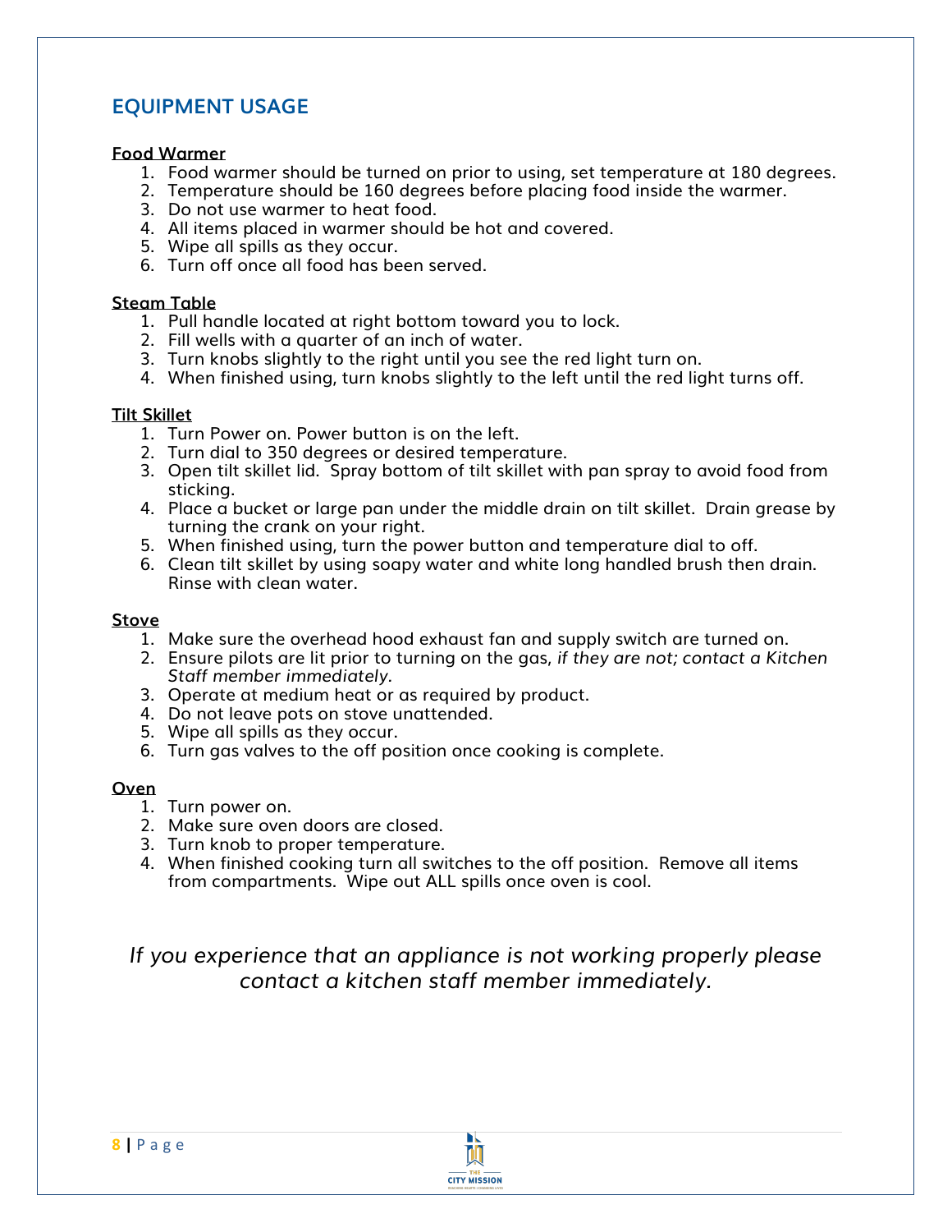## EQUIPMENT USAGE

**Food Warmer**

1. Food warmer should be turned on prior to using, set temperature at 180 degrees.
2. Temperature should be 160 degrees before placing food inside the warmer.
3. Do not use warmer to heat food.
4. All items placed in warmer should be hot and covered.
5. Wipe all spills as they occur.
6. Turn off once all food has been served.

**Steam Table**

1. Pull handle located at right bottom toward you to lock.
2. Fill wells with a quarter of an inch of water.
3. Turn knobs slightly to the right until you see the red light turn on.
4. When finished using, turn knobs slightly to the left until the red light turns off.

**Tilt Skillet**

1. Turn Power on. Power button is on the left.
2. Turn dial to 350 degrees or desired temperature.
3. Open tilt skillet lid. Spray bottom of tilt skillet with pan spray to avoid food from sticking.
4. Place a bucket or large pan under the middle drain on tilt skillet. Drain grease by turning the crank on your right.
5. When finished using, turn the power button and temperature dial to off.
6. Clean tilt skillet by using soapy water and white long handled brush then drain. Rinse with clean water.

**Stove**

1. Make sure the overhead hood exhaust fan and supply switch are turned on.
2. Ensure pilots are lit prior to turning on the gas, *if they are not; contact a Kitchen Staff member immediately.*
3. Operate at medium heat or as required by product.
4. Do not leave pots on stove unattended.
5. Wipe all spills as they occur.
6. Turn gas valves to the off position once cooking is complete.

**Oven**

1. Turn power on.
2. Make sure oven doors are closed.
3. Turn knob to proper temperature.
4. When finished cooking turn all switches to the off position. Remove all items from compartments. Wipe out ALL spills once oven is cool.

*If you experience that an appliance is not working properly please contact a kitchen staff member immediately.*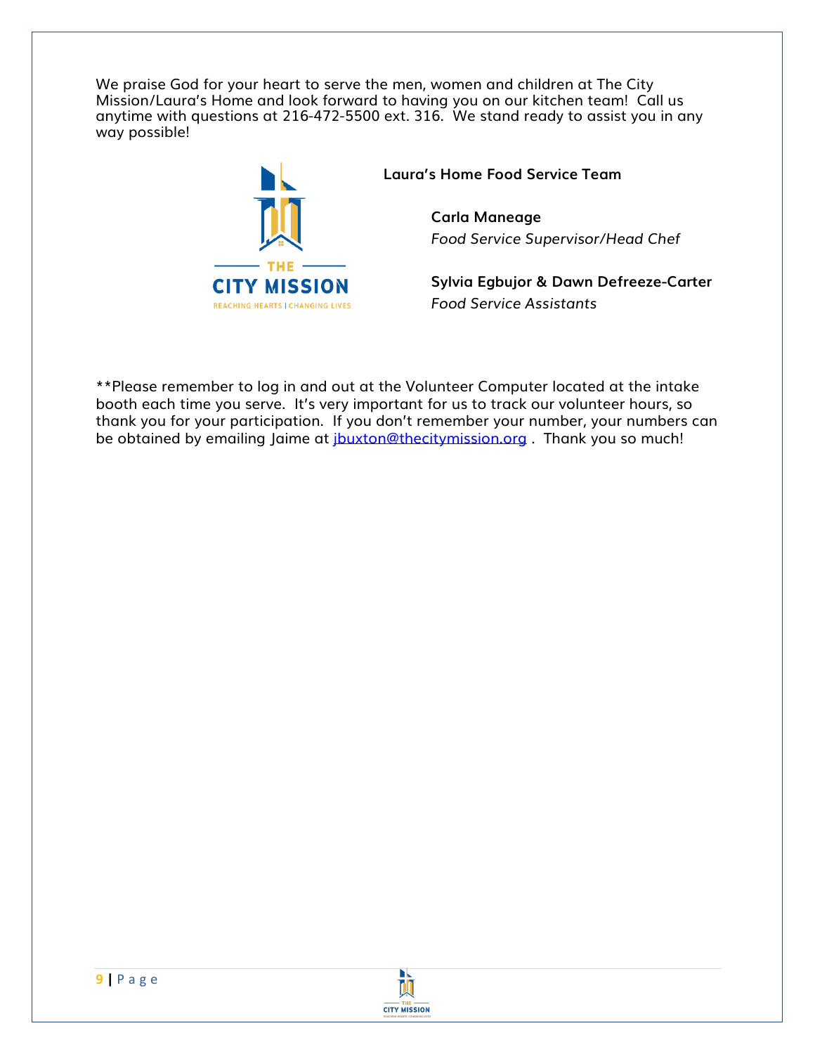We praise God for your heart to serve the men, women and children at The City Mission/Laura's Home and look forward to having you on our kitchen team! Call us anytime with questions at 216-472-5500 ext. 316. We stand ready to assist you in any way possible!

**Laura's Home Food Service Team**

**Carla Maneage**
*Food Service Supervisor/Head Chef*

**Sylvia Egbujor & Dawn Defreeze-Carter**
*Food Service Assistants*

**Please remember to log in and out at the Volunteer Computer located at the intake booth each time you serve. It's very important for us to track our volunteer hours, so thank you for your participation. If you don't remember your number, your numbers can be obtained by emailing Jaime at jbuxton@thecitymission.org . Thank you so much!